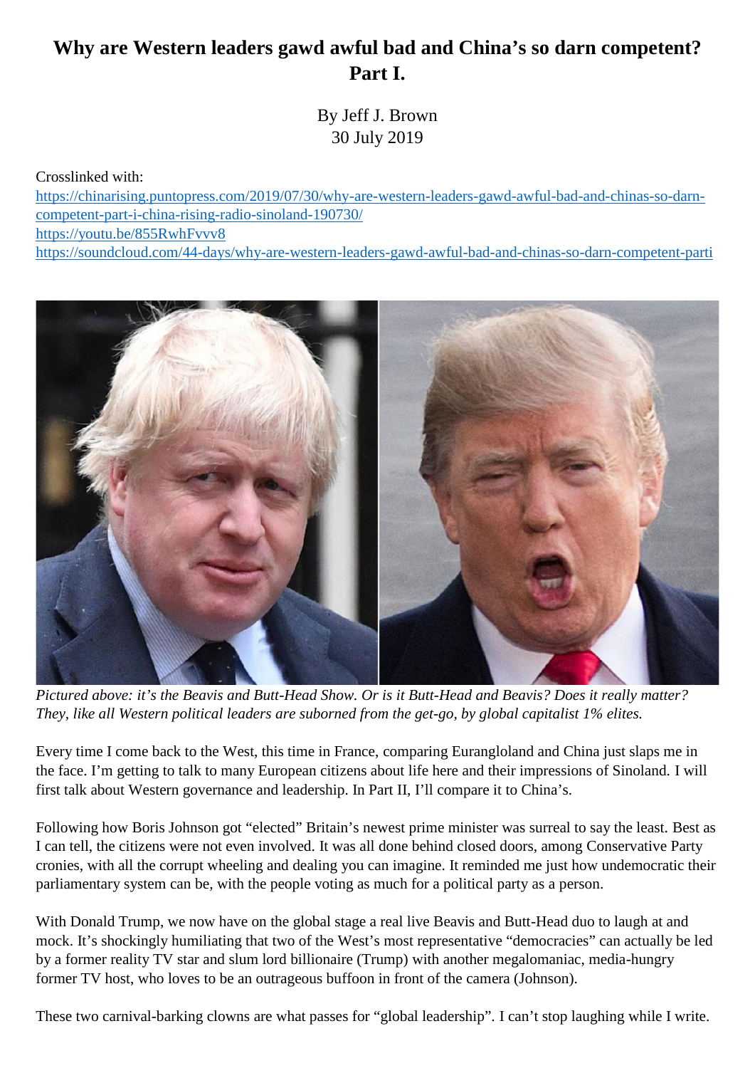# Why are Western leaders gawd awful bad and China's so darn competent? Part I.

By Jeff J. Brown
30 July 2019

Crosslinked with:
https://chinarising.puntopress.com/2019/07/30/why-are-western-leaders-gawd-awful-bad-and-chinas-so-darn-competent-part-i-china-rising-radio-sinoland-190730/
https://youtu.be/855RwhFvvv8
https://soundcloud.com/44-days/why-are-western-leaders-gawd-awful-bad-and-chinas-so-darn-competent-parti

*Pictured above: it's the Beavis and Butt-Head Show. Or is it Butt-Head and Beavis? Does it really matter? They, like all Western political leaders are suborned from the get-go, by global capitalist 1% elites.*

Every time I come back to the West, this time in France, comparing Eurangloland and China just slaps me in the face. I'm getting to talk to many European citizens about life here and their impressions of Sinoland. I will first talk about Western governance and leadership. In Part II, I'll compare it to China's.

Following how Boris Johnson got "elected" Britain's newest prime minister was surreal to say the least. Best as I can tell, the citizens were not even involved. It was all done behind closed doors, among Conservative Party cronies, with all the corrupt wheeling and dealing you can imagine. It reminded me just how undemocratic their parliamentary system can be, with the people voting as much for a political party as a person.

With Donald Trump, we now have on the global stage a real live Beavis and Butt-Head duo to laugh at and mock. It's shockingly humiliating that two of the West's most representative "democracies" can actually be led by a former reality TV star and slum lord billionaire (Trump) with another megalomaniac, media-hungry former TV host, who loves to be an outrageous buffoon in front of the camera (Johnson).

These two carnival-barking clowns are what passes for "global leadership". I can't stop laughing while I write.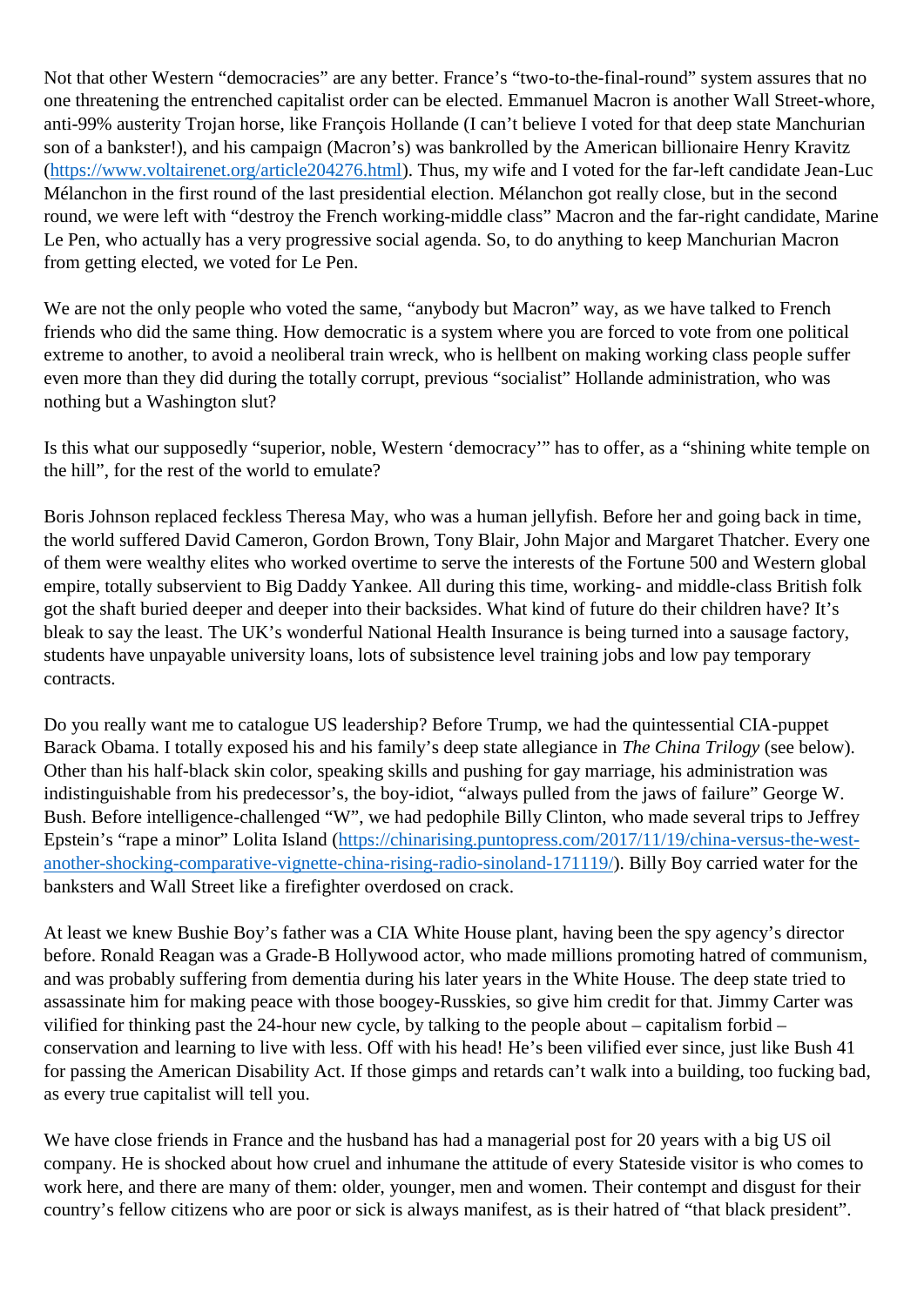Not that other Western "democracies" are any better. France's "two-to-the-final-round" system assures that no one threatening the entrenched capitalist order can be elected. Emmanuel Macron is another Wall Street-whore, anti-99% austerity Trojan horse, like François Hollande (I can't believe I voted for that deep state Manchurian son of a bankster!), and his campaign (Macron's) was bankrolled by the American billionaire Henry Kravitz (https://www.voltairenet.org/article204276.html). Thus, my wife and I voted for the far-left candidate Jean-Luc Mélanchon in the first round of the last presidential election. Mélanchon got really close, but in the second round, we were left with "destroy the French working-middle class" Macron and the far-right candidate, Marine Le Pen, who actually has a very progressive social agenda. So, to do anything to keep Manchurian Macron from getting elected, we voted for Le Pen.

We are not the only people who voted the same, "anybody but Macron" way, as we have talked to French friends who did the same thing. How democratic is a system where you are forced to vote from one political extreme to another, to avoid a neoliberal train wreck, who is hellbent on making working class people suffer even more than they did during the totally corrupt, previous "socialist" Hollande administration, who was nothing but a Washington slut?

Is this what our supposedly "superior, noble, Western 'democracy'" has to offer, as a "shining white temple on the hill", for the rest of the world to emulate?

Boris Johnson replaced feckless Theresa May, who was a human jellyfish. Before her and going back in time, the world suffered David Cameron, Gordon Brown, Tony Blair, John Major and Margaret Thatcher. Every one of them were wealthy elites who worked overtime to serve the interests of the Fortune 500 and Western global empire, totally subservient to Big Daddy Yankee. All during this time, working- and middle-class British folk got the shaft buried deeper and deeper into their backsides. What kind of future do their children have? It's bleak to say the least. The UK's wonderful National Health Insurance is being turned into a sausage factory, students have unpayable university loans, lots of subsistence level training jobs and low pay temporary contracts.

Do you really want me to catalogue US leadership? Before Trump, we had the quintessential CIA-puppet Barack Obama. I totally exposed his and his family's deep state allegiance in *The China Trilogy* (see below). Other than his half-black skin color, speaking skills and pushing for gay marriage, his administration was indistinguishable from his predecessor's, the boy-idiot, "always pulled from the jaws of failure" George W. Bush. Before intelligence-challenged "W", we had pedophile Billy Clinton, who made several trips to Jeffrey Epstein's "rape a minor" Lolita Island (https://chinarising.puntopress.com/2017/11/19/china-versus-the-west-another-shocking-comparative-vignette-china-rising-radio-sinoland-171119/). Billy Boy carried water for the banksters and Wall Street like a firefighter overdosed on crack.

At least we knew Bushie Boy's father was a CIA White House plant, having been the spy agency's director before. Ronald Reagan was a Grade-B Hollywood actor, who made millions promoting hatred of communism, and was probably suffering from dementia during his later years in the White House. The deep state tried to assassinate him for making peace with those boogey-Russkies, so give him credit for that. Jimmy Carter was vilified for thinking past the 24-hour new cycle, by talking to the people about – capitalism forbid – conservation and learning to live with less. Off with his head! He's been vilified ever since, just like Bush 41 for passing the American Disability Act. If those gimps and retards can't walk into a building, too fucking bad, as every true capitalist will tell you.

We have close friends in France and the husband has had a managerial post for 20 years with a big US oil company. He is shocked about how cruel and inhumane the attitude of every Stateside visitor is who comes to work here, and there are many of them: older, younger, men and women. Their contempt and disgust for their country's fellow citizens who are poor or sick is always manifest, as is their hatred of "that black president".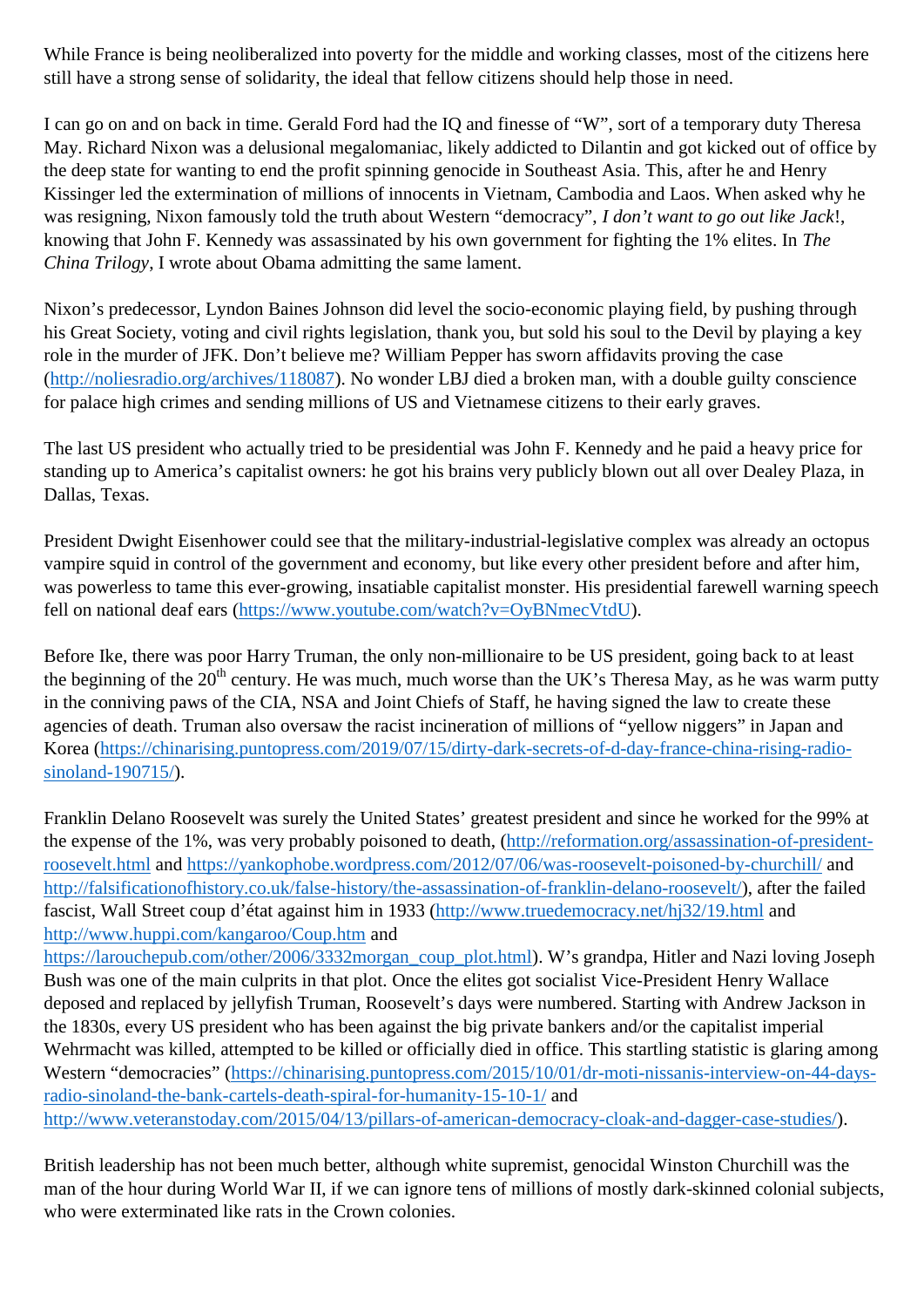While France is being neoliberalized into poverty for the middle and working classes, most of the citizens here still have a strong sense of solidarity, the ideal that fellow citizens should help those in need.

I can go on and on back in time. Gerald Ford had the IQ and finesse of "W", sort of a temporary duty Theresa May. Richard Nixon was a delusional megalomaniac, likely addicted to Dilantin and got kicked out of office by the deep state for wanting to end the profit spinning genocide in Southeast Asia. This, after he and Henry Kissinger led the extermination of millions of innocents in Vietnam, Cambodia and Laos. When asked why he was resigning, Nixon famously told the truth about Western "democracy", *I don't want to go out like Jack*!, knowing that John F. Kennedy was assassinated by his own government for fighting the 1% elites. In *The China Trilogy*, I wrote about Obama admitting the same lament.

Nixon's predecessor, Lyndon Baines Johnson did level the socio-economic playing field, by pushing through his Great Society, voting and civil rights legislation, thank you, but sold his soul to the Devil by playing a key role in the murder of JFK. Don't believe me? William Pepper has sworn affidavits proving the case (http://noliesradio.org/archives/118087). No wonder LBJ died a broken man, with a double guilty conscience for palace high crimes and sending millions of US and Vietnamese citizens to their early graves.

The last US president who actually tried to be presidential was John F. Kennedy and he paid a heavy price for standing up to America's capitalist owners: he got his brains very publicly blown out all over Dealey Plaza, in Dallas, Texas.

President Dwight Eisenhower could see that the military-industrial-legislative complex was already an octopus vampire squid in control of the government and economy, but like every other president before and after him, was powerless to tame this ever-growing, insatiable capitalist monster. His presidential farewell warning speech fell on national deaf ears (https://www.youtube.com/watch?v=OyBNmecVtdU).

Before Ike, there was poor Harry Truman, the only non-millionaire to be US president, going back to at least the beginning of the 20th century. He was much, much worse than the UK's Theresa May, as he was warm putty in the conniving paws of the CIA, NSA and Joint Chiefs of Staff, he having signed the law to create these agencies of death. Truman also oversaw the racist incineration of millions of "yellow niggers" in Japan and Korea (https://chinarising.puntopress.com/2019/07/15/dirty-dark-secrets-of-d-day-france-china-rising-radio-sinoland-190715/).

Franklin Delano Roosevelt was surely the United States' greatest president and since he worked for the 99% at the expense of the 1%, was very probably poisoned to death, (http://reformation.org/assassination-of-president-roosevelt.html and https://yankophobe.wordpress.com/2012/07/06/was-roosevelt-poisoned-by-churchill/ and http://falsificationofhistory.co.uk/false-history/the-assassination-of-franklin-delano-roosevelt/), after the failed fascist, Wall Street coup d'état against him in 1933 (http://www.truedemocracy.net/hj32/19.html and http://www.huppi.com/kangaroo/Coup.htm and https://larouchepub.com/other/2006/3332morgan_coup_plot.html). W's grandpa, Hitler and Nazi loving Joseph Bush was one of the main culprits in that plot. Once the elites got socialist Vice-President Henry Wallace deposed and replaced by jellyfish Truman, Roosevelt's days were numbered. Starting with Andrew Jackson in the 1830s, every US president who has been against the big private bankers and/or the capitalist imperial Wehrmacht was killed, attempted to be killed or officially died in office. This startling statistic is glaring among Western "democracies" (https://chinarising.puntopress.com/2015/10/01/dr-moti-nissanis-interview-on-44-days-radio-sinoland-the-bank-cartels-death-spiral-for-humanity-15-10-1/ and http://www.veteranstoday.com/2015/04/13/pillars-of-american-democracy-cloak-and-dagger-case-studies/).

British leadership has not been much better, although white supremist, genocidal Winston Churchill was the man of the hour during World War II, if we can ignore tens of millions of mostly dark-skinned colonial subjects, who were exterminated like rats in the Crown colonies.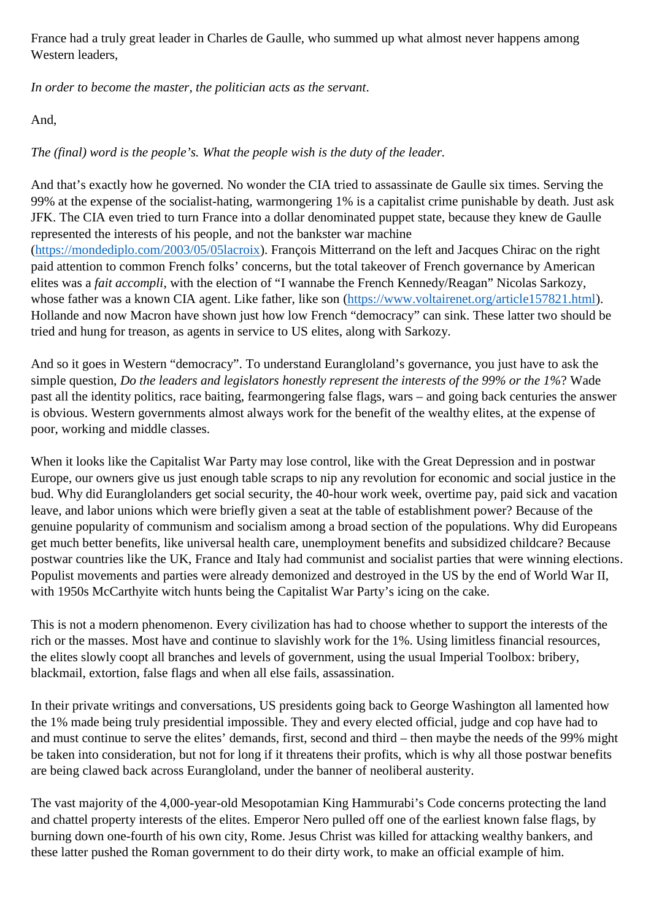France had a truly great leader in Charles de Gaulle, who summed up what almost never happens among Western leaders,

*In order to become the master, the politician acts as the servant*.

And,

*The (final) word is the people's. What the people wish is the duty of the leader.*

And that's exactly how he governed. No wonder the CIA tried to assassinate de Gaulle six times. Serving the 99% at the expense of the socialist-hating, warmongering 1% is a capitalist crime punishable by death. Just ask JFK. The CIA even tried to turn France into a dollar denominated puppet state, because they knew de Gaulle represented the interests of his people, and not the bankster war machine (https://mondediplo.com/2003/05/05lacroix). François Mitterrand on the left and Jacques Chirac on the right paid attention to common French folks' concerns, but the total takeover of French governance by American elites was a *fait accompli*, with the election of "I wannabe the French Kennedy/Reagan" Nicolas Sarkozy, whose father was a known CIA agent. Like father, like son (https://www.voltairenet.org/article157821.html). Hollande and now Macron have shown just how low French "democracy" can sink. These latter two should be tried and hung for treason, as agents in service to US elites, along with Sarkozy.

And so it goes in Western "democracy". To understand Euranglolands's governance, you just have to ask the simple question, *Do the leaders and legislators honestly represent the interests of the 99% or the 1%*? Wade past all the identity politics, race baiting, fearmongering false flags, wars – and going back centuries the answer is obvious. Western governments almost always work for the benefit of the wealthy elites, at the expense of poor, working and middle classes.

When it looks like the Capitalist War Party may lose control, like with the Great Depression and in postwar Europe, our owners give us just enough table scraps to nip any revolution for economic and social justice in the bud. Why did Euranglolanders get social security, the 40-hour work week, overtime pay, paid sick and vacation leave, and labor unions which were briefly given a seat at the table of establishment power? Because of the genuine popularity of communism and socialism among a broad section of the populations. Why did Europeans get much better benefits, like universal health care, unemployment benefits and subsidized childcare? Because postwar countries like the UK, France and Italy had communist and socialist parties that were winning elections. Populist movements and parties were already demonized and destroyed in the US by the end of World War II, with 1950s McCarthyite witch hunts being the Capitalist War Party's icing on the cake.

This is not a modern phenomenon. Every civilization has had to choose whether to support the interests of the rich or the masses. Most have and continue to slavishly work for the 1%. Using limitless financial resources, the elites slowly coopt all branches and levels of government, using the usual Imperial Toolbox: bribery, blackmail, extortion, false flags and when all else fails, assassination.

In their private writings and conversations, US presidents going back to George Washington all lamented how the 1% made being truly presidential impossible. They and every elected official, judge and cop have had to and must continue to serve the elites' demands, first, second and third – then maybe the needs of the 99% might be taken into consideration, but not for long if it threatens their profits, which is why all those postwar benefits are being clawed back across Euranglolands, under the banner of neoliberal austerity.

The vast majority of the 4,000-year-old Mesopotamian King Hammurabi's Code concerns protecting the land and chattel property interests of the elites. Emperor Nero pulled off one of the earliest known false flags, by burning down one-fourth of his own city, Rome. Jesus Christ was killed for attacking wealthy bankers, and these latter pushed the Roman government to do their dirty work, to make an official example of him.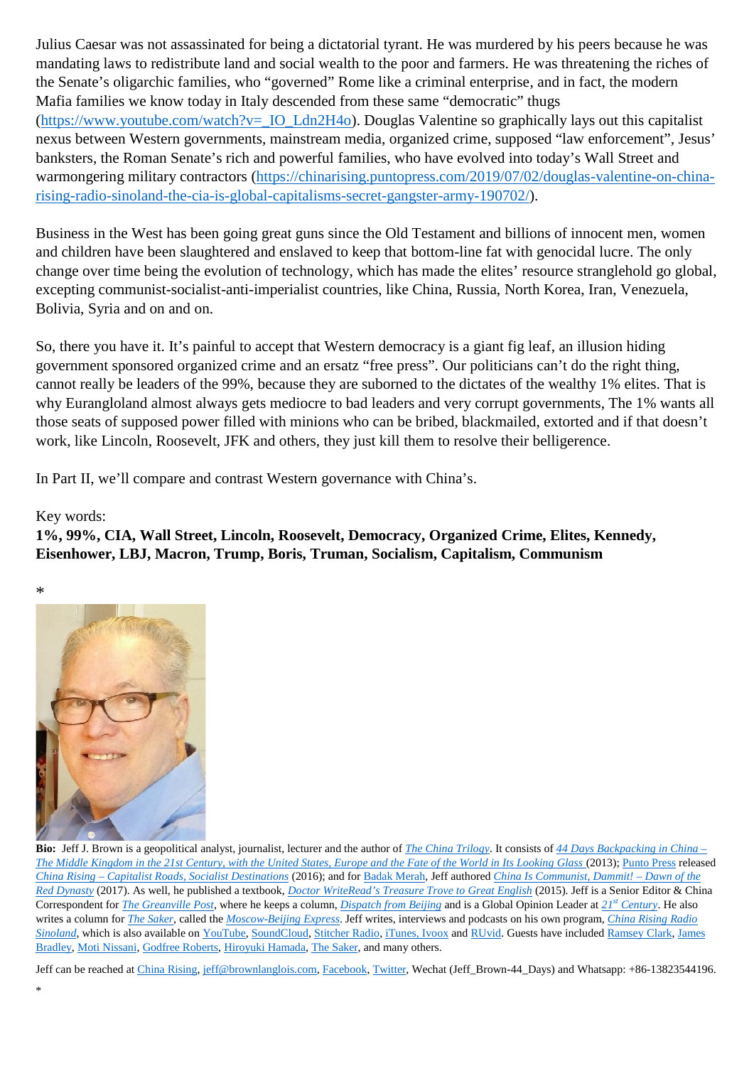Julius Caesar was not assassinated for being a dictatorial tyrant. He was murdered by his peers because he was mandating laws to redistribute land and social wealth to the poor and farmers. He was threatening the riches of the Senate's oligarchic families, who "governed" Rome like a criminal enterprise, and in fact, the modern Mafia families we know today in Italy descended from these same "democratic" thugs (https://www.youtube.com/watch?v=_IO_Ldn2H4o). Douglas Valentine so graphically lays out this capitalist nexus between Western governments, mainstream media, organized crime, supposed "law enforcement", Jesus' banksters, the Roman Senate's rich and powerful families, who have evolved into today's Wall Street and warmongering military contractors (https://chinarising.puntopress.com/2019/07/02/douglas-valentine-on-china-rising-radio-sinoland-the-cia-is-global-capitalisms-secret-gangster-army-190702/).

Business in the West has been going great guns since the Old Testament and billions of innocent men, women and children have been slaughtered and enslaved to keep that bottom-line fat with genocidal lucre. The only change over time being the evolution of technology, which has made the elites' resource stranglehold go global, excepting communist-socialist-anti-imperialist countries, like China, Russia, North Korea, Iran, Venezuela, Bolivia, Syria and on and on.

So, there you have it. It's painful to accept that Western democracy is a giant fig leaf, an illusion hiding government sponsored organized crime and an ersatz "free press". Our politicians can't do the right thing, cannot really be leaders of the 99%, because they are suborned to the dictates of the wealthy 1% elites. That is why Euranglo land almost always gets mediocre to bad leaders and very corrupt governments, The 1% wants all those seats of supposed power filled with minions who can be bribed, blackmailed, extorted and if that doesn't work, like Lincoln, Roosevelt, JFK and others, they just kill them to resolve their belligerence.

In Part II, we'll compare and contrast Western governance with China's.

Key words:

**1%, 99%, CIA, Wall Street, Lincoln, Roosevelt, Democracy, Organized Crime, Elites, Kennedy, Eisenhower, LBJ, Macron, Trump, Boris, Truman, Socialism, Capitalism, Communism**

*

**Bio:** Jeff J. Brown is a geopolitical analyst, journalist, lecturer and the author of *The China Trilogy*. It consists of *44 Days Backpacking in China – The Middle Kingdom in the 21st Century, with the United States, Europe and the Fate of the World in Its Looking Glass* (2013); Punto Press released *China Rising – Capitalist Roads, Socialist Destinations* (2016); and for Badak Merah, Jeff authored *China Is Communist, Dammit! – Dawn of the Red Dynasty* (2017). As well, he published a textbook, *Doctor WriteRead's Treasure Trove to Great English* (2015). Jeff is a Senior Editor & China Correspondent for *The Greanville Post*, where he keeps a column, *Dispatch from Beijing* and is a Global Opinion Leader at *21st Century*. He also writes a column for *The Saker*, called the *Moscow-Beijing Express*. Jeff writes, interviews and podcasts on his own program, *China Rising Radio Sinoland*, which is also available on YouTube, SoundCloud, Stitcher Radio, iTunes, Ivoox and RUvid. Guests have included Ramsey Clark, James Bradley, Moti Nissani, Godfree Roberts, Hiroyuki Hamada, The Saker, and many others.

Jeff can be reached at China Rising, jeff@brownlanglois.com, Facebook, Twitter, Wechat (Jeff_Brown-44_Days) and Whatsapp: +86-13823544196.

*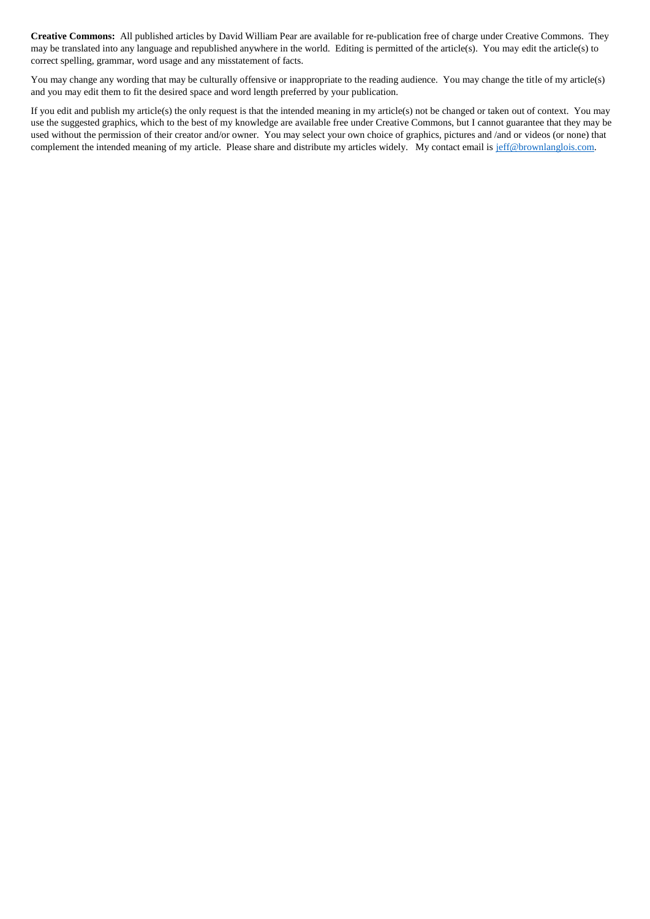**Creative Commons:** All published articles by David William Pear are available for re-publication free of charge under Creative Commons. They may be translated into any language and republished anywhere in the world. Editing is permitted of the article(s). You may edit the article(s) to correct spelling, grammar, word usage and any misstatement of facts.

You may change any wording that may be culturally offensive or inappropriate to the reading audience. You may change the title of my article(s) and you may edit them to fit the desired space and word length preferred by your publication.

If you edit and publish my article(s) the only request is that the intended meaning in my article(s) not be changed or taken out of context. You may use the suggested graphics, which to the best of my knowledge are available free under Creative Commons, but I cannot guarantee that they may be used without the permission of their creator and/or owner. You may select your own choice of graphics, pictures and /and or videos (or none) that complement the intended meaning of my article. Please share and distribute my articles widely. My contact email is [jeff@brownlanglois.com](mailto:jeff@brownlanglois.com).